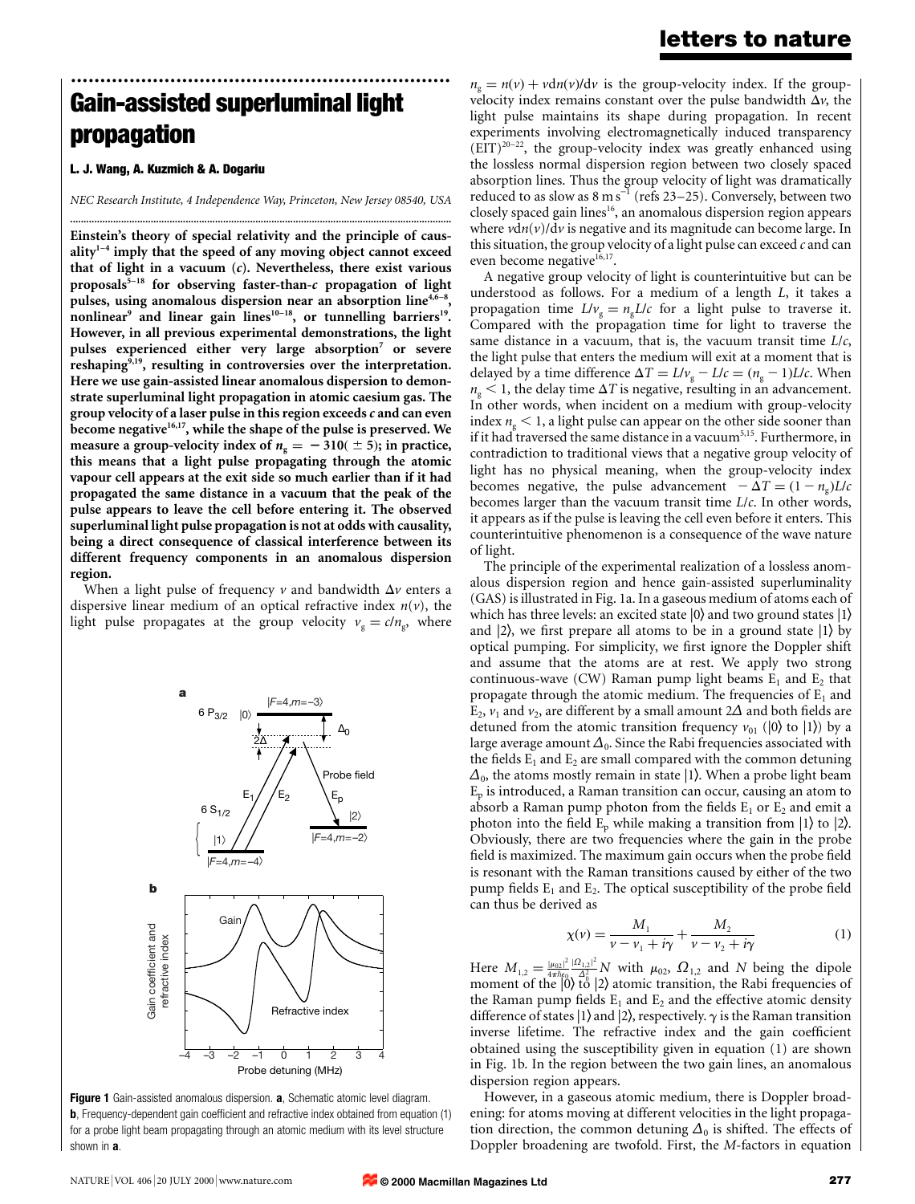# Gain-assisted superluminal light propagation

**L. J. Wang, A. Kuzmich & A. Dogariu**

*NEC Research Institute, 4 Independence Way, Princeton, New Jersey 08540, USA*

**Einstein's theory of special relativity and the principle of causality[1–4] imply that the speed of any moving object cannot exceed that of light in a vacuum ($c$). Nevertheless, there exist various proposals[5–18] for observing faster-than-$c$ propagation of light pulses, using anomalous dispersion near an absorption line[4,6–8], nonlinear[9] and linear gain lines[10–18], or tunnelling barriers[19]. However, in all previous experimental demonstrations, the light pulses experienced either very large absorption[7] or severe reshaping[9,19], resulting in controversies over the interpretation. Here we use gain-assisted linear anomalous dispersion to demonstrate superluminal light propagation in atomic caesium gas. The group velocity of a laser pulse in this region exceeds $c$ and can even become negative[16,17], while the shape of the pulse is preserved. We measure a group-velocity index of $n_g = -310(\pm 5)$; in practice, this means that a light pulse propagating through the atomic vapour cell appears at the exit side so much earlier than if it had propagated the same distance in a vacuum that the peak of the pulse appears to leave the cell before entering it. The observed superluminal light pulse propagation is not at odds with causality, being a direct consequence of classical interference between its different frequency components in an anomalous dispersion region.**

When a light pulse of frequency $\nu$ and bandwidth $\Delta\nu$ enters a dispersive linear medium of an optical refractive index $n(\nu)$, the light pulse propagates at the group velocity $v_g = c/n_g$, where $n_g = n(\nu) + \nu dn(\nu)/d\nu$ is the group-velocity index. If the group-velocity index remains constant over the pulse bandwidth $\Delta\nu$, the light pulse maintains its shape during propagation. In recent experiments involving electromagnetically induced transparency (EIT)[20–22], the group-velocity index was greatly enhanced using the lossless normal dispersion region between two closely spaced absorption lines. Thus the group velocity of light was dramatically reduced to as slow as 8 m s$^{-1}$ (refs 23–25). Conversely, between two closely spaced gain lines[16], an anomalous dispersion region appears where $\nu dn(\nu)/d\nu$ is negative and its magnitude can become large. In this situation, the group velocity of a light pulse can exceed $c$ and can even become negative[16,17].

A negative group velocity of light is counterintuitive but can be understood as follows. For a medium of a length $L$, it takes a propagation time $L/v_g = n_g L/c$ for a light pulse to traverse it. Compared with the propagation time for light to traverse the same distance in a vacuum, that is, the vacuum transit time $L/c$, the light pulse that enters the medium will exit at a moment that is delayed by a time difference $\Delta T = L/v_g - L/c = (n_g - 1)L/c$. When $n_g < 1$, the delay time $\Delta T$ is negative, resulting in an advancement. In other words, when incident on a medium with group-velocity index $n_g < 1$, a light pulse can appear on the other side sooner than if it had traversed the same distance in a vacuum[5,15]. Furthermore, in contradiction to traditional views that a negative group velocity of light has no physical meaning, when the group-velocity index becomes negative, the pulse advancement $-\Delta T = (1 - n_g)L/c$ becomes larger than the vacuum transit time $L/c$. In other words, it appears as if the pulse is leaving the cell even before it enters. This counterintuitive phenomenon is a consequence of the wave nature of light.

The principle of the experimental realization of a lossless anomalous dispersion region and hence gain-assisted superluminality (GAS) is illustrated in Fig. 1a. In a gaseous medium of atoms each of which has three levels: an excited state $|0\rangle$ and two ground states $|1\rangle$ and $|2\rangle$, we first prepare all atoms to be in a ground state $|1\rangle$ by optical pumping. For simplicity, we first ignore the Doppler shift and assume that the atoms are at rest. We apply two strong continuous-wave (CW) Raman pump light beams $E_1$ and $E_2$ that propagate through the atomic medium. The frequencies of $E_1$ and $E_2$, $\nu_1$ and $\nu_2$, are different by a small amount $2\Delta$ and both fields are detuned from the atomic transition frequency $\nu_{01}$ ($|0\rangle$ to $|1\rangle$) by a large average amount $\Delta_0$. Since the Rabi frequencies associated with the fields $E_1$ and $E_2$ are small compared with the common detuning $\Delta_0$, the atoms mostly remain in state $|1\rangle$. When a probe light beam $E_p$ is introduced, a Raman transition can occur, causing an atom to absorb a Raman pump photon from the fields $E_1$ or $E_2$ and emit a photon into the field $E_p$ while making a transition from $|1\rangle$ to $|2\rangle$. Obviously, there are two frequencies where the gain in the probe field is maximized. The maximum gain occurs when the probe field is resonant with the Raman transitions caused by either of the two pump fields $E_1$ and $E_2$. The optical susceptibility of the probe field can thus be derived as

$$\chi(\nu) = \frac{M_1}{\nu - \nu_1 + i\gamma} + \frac{M_2}{\nu - \nu_2 + i\gamma} \qquad (1)$$

Here $M_{1,2} = \frac{|\mu_{02}|^2}{4\pi\hbar\epsilon_0}\frac{|\Omega_{1,2}|^2}{\Delta_0^2}N$ with $\mu_{02}$, $\Omega_{1,2}$ and $N$ being the dipole moment of the $|0\rangle$ to $|2\rangle$ atomic transition, the Rabi frequencies of the Raman pump fields $E_1$ and $E_2$ and the effective atomic density difference of states $|1\rangle$ and $|2\rangle$, respectively. $\gamma$ is the Raman transition inverse lifetime. The refractive index and the gain coefficient obtained using the susceptibility given in equation (1) are shown in Fig. 1b. In the region between the two gain lines, an anomalous dispersion region appears.

However, in a gaseous atomic medium, there is Doppler broadening: for atoms moving at different velocities in the light propagation direction, the common detuning $\Delta_0$ is shifted. The effects of Doppler broadening are twofold. First, the $M$-factors in equation

**Figure 1** Gain-assisted anomalous dispersion. **a**, Schematic atomic level diagram. **b**, Frequency-dependent gain coefficient and refractive index obtained from equation (1) for a probe light beam propagating through an atomic medium with its level structure shown in **a**.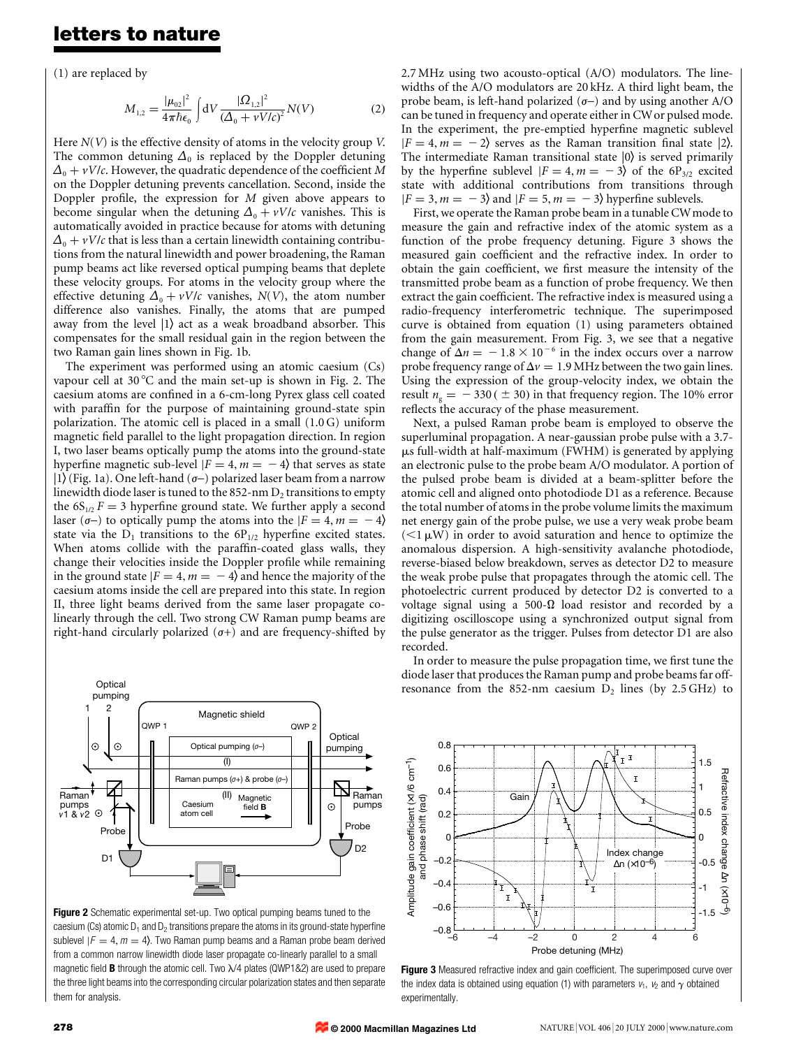(1) are replaced by

$$M_{1,2} = \frac{|\mu_{02}|^2}{4\pi\hbar\epsilon_0} \int \mathrm{d}V \frac{|\Omega_{1,2}|^2}{(\Delta_0 + vV/c)^2} N(V) \qquad (2)$$

Here $N(V)$ is the effective density of atoms in the velocity group $V$. The common detuning $\Delta_0$ is replaced by the Doppler detuning $\Delta_0 + vV/c$. However, the quadratic dependence of the coefficient $M$ on the Doppler detuning prevents cancellation. Second, inside the Doppler profile, the expression for $M$ given above appears to become singular when the detuning $\Delta_0 + vV/c$ vanishes. This is automatically avoided in practice because for atoms with detuning $\Delta_0 + vV/c$ that is less than a certain linewidth containing contributions from the natural linewidth and power broadening, the Raman pump beams act like reversed optical pumping beams that deplete these velocity groups. For atoms in the velocity group where the effective detuning $\Delta_0 + vV/c$ vanishes, $N(V)$, the atom number difference also vanishes. Finally, the atoms that are pumped away from the level $|1\rangle$ act as a weak broadband absorber. This compensates for the small residual gain in the region between the two Raman gain lines shown in Fig. 1b.

The experiment was performed using an atomic caesium (Cs) vapour cell at 30 °C and the main set-up is shown in Fig. 2. The caesium atoms are confined in a 6-cm-long Pyrex glass cell coated with paraffin for the purpose of maintaining ground-state spin polarization. The atomic cell is placed in a small (1.0 G) uniform magnetic field parallel to the light propagation direction. In region I, two laser beams optically pump the atoms into the ground-state hyperfine magnetic sub-level $|F = 4, m = -4\rangle$ that serves as state $|1\rangle$ (Fig. 1a). One left-hand ($\sigma-$) polarized laser beam from a narrow linewidth diode laser is tuned to the 852-nm $D_2$ transitions to empty the $6S_{1/2}$ $F = 3$ hyperfine ground state. We further apply a second laser ($\sigma-$) to optically pump the atoms into the $|F = 4, m = -4\rangle$ state via the $D_1$ transitions to the $6P_{1/2}$ hyperfine excited states. When atoms collide with the paraffin-coated glass walls, they change their velocities inside the Doppler profile while remaining in the ground state $|F = 4, m = -4\rangle$ and hence the majority of the caesium atoms inside the cell are prepared into this state. In region II, three light beams derived from the same laser propagate co-linearly through the cell. Two strong CW Raman pump beams are right-hand circularly polarized ($\sigma+$) and are frequency-shifted by 2.7 MHz using two acousto-optical (A/O) modulators. The linewidths of the A/O modulators are 20 kHz. A third light beam, the probe beam, is left-hand polarized ($\sigma-$) and by using another A/O can be tuned in frequency and operate either in CW or pulsed mode. In the experiment, the pre-emptied hyperfine magnetic sublevel $|F = 4, m = -2\rangle$ serves as the Raman transition final state $|2\rangle$. The intermediate Raman transitional state $|0\rangle$ is served primarily by the hyperfine sublevel $|F = 4, m = -3\rangle$ of the $6P_{3/2}$ excited state with additional contributions from transitions through $|F = 3, m = -3\rangle$ and $|F = 5, m = -3\rangle$ hyperfine sublevels.

First, we operate the Raman probe beam in a tunable CW mode to measure the gain and refractive index of the atomic system as a function of the probe frequency detuning. Figure 3 shows the measured gain coefficient and the refractive index. In order to obtain the gain coefficient, we first measure the intensity of the transmitted probe beam as a function of probe frequency. We then extract the gain coefficient. The refractive index is measured using a radio-frequency interferometric technique. The superimposed curve is obtained from equation (1) using parameters obtained from the gain measurement. From Fig. 3, we see that a negative change of $\Delta n = -1.8 \times 10^{-6}$ in the index occurs over a narrow probe frequency range of $\Delta\nu = 1.9$ MHz between the two gain lines. Using the expression of the group-velocity index, we obtain the result $n_g = -330\,(\pm 30)$ in that frequency region. The 10% error reflects the accuracy of the phase measurement.

Next, a pulsed Raman probe beam is employed to observe the superluminal propagation. A near-gaussian probe pulse with a 3.7-μs full-width at half-maximum (FWHM) is generated by applying an electronic pulse to the probe beam A/O modulator. A portion of the pulsed probe beam is divided at a beam-splitter before the atomic cell and aligned onto photodiode D1 as a reference. Because the total number of atoms in the probe volume limits the maximum net energy gain of the probe pulse, we use a very weak probe beam (<1 μW) in order to avoid saturation and hence to optimize the anomalous dispersion. A high-sensitivity avalanche photodiode, reverse-biased below breakdown, serves as detector D2 to measure the weak probe pulse that propagates through the atomic cell. The photoelectric current produced by detector D2 is converted to a voltage signal using a 500-Ω load resistor and recorded by a digitizing oscilloscope using a synchronized output signal from the pulse generator as the trigger. Pulses from detector D1 are also recorded.

In order to measure the pulse propagation time, we first tune the diode laser that produces the Raman pump and probe beams far off-resonance from the 852-nm caesium $D_2$ lines (by 2.5 GHz) to

**Figure 2** Schematic experimental set-up. Two optical pumping beams tuned to the caesium (Cs) atomic $D_1$ and $D_2$ transitions prepare the atoms in its ground-state hyperfine sublevel $|F = 4, m = 4\rangle$. Two Raman pump beams and a Raman probe beam derived from a common narrow linewidth diode laser propagate co-linearly parallel to a small magnetic field **B** through the atomic cell. Two λ/4 plates (QWP1&2) are used to prepare the three light beams into the corresponding circular polarization states and then separate them for analysis.

**Figure 3** Measured refractive index and gain coefficient. The superimposed curve over the index data is obtained using equation (1) with parameters $\nu_1$, $\nu_2$ and $\gamma$ obtained experimentally.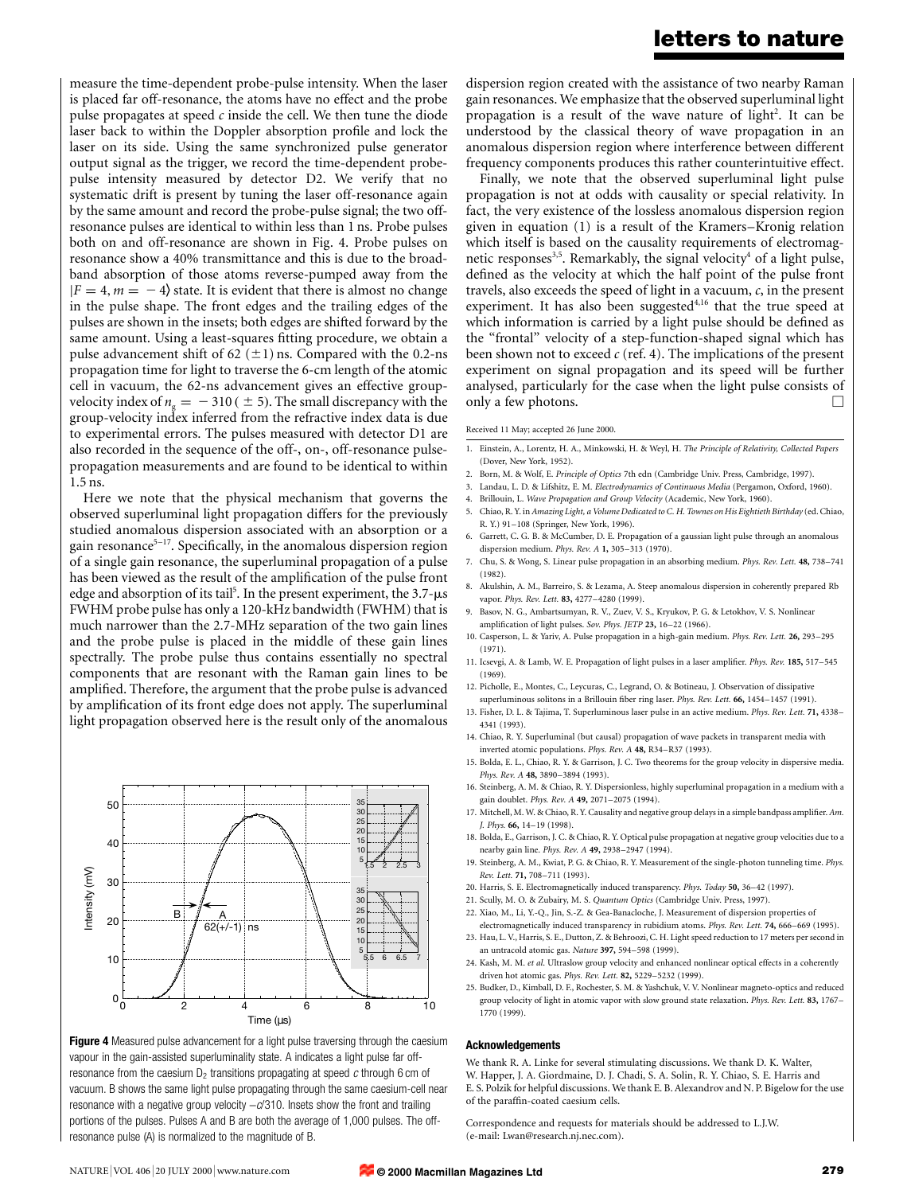measure the time-dependent probe-pulse intensity. When the laser is placed far off-resonance, the atoms have no effect and the probe pulse propagates at speed $c$ inside the cell. We then tune the diode laser back to within the Doppler absorption profile and lock the laser on its side. Using the same synchronized pulse generator output signal as the trigger, we record the time-dependent probe-pulse intensity measured by detector D2. We verify that no systematic drift is present by tuning the laser off-resonance again by the same amount and record the probe-pulse signal; the two off-resonance pulses are identical to within less than 1 ns. Probe pulses both on and off-resonance are shown in Fig. 4. Probe pulses on resonance show a 40% transmittance and this is due to the broad-band absorption of those atoms reverse-pumped away from the $|F = 4, m = -4\rangle$ state. It is evident that there is almost no change in the pulse shape. The front edges and the trailing edges of the pulses are shown in the insets; both edges are shifted forward by the same amount. Using a least-squares fitting procedure, we obtain a pulse advancement shift of 62 ($\pm 1$) ns. Compared with the 0.2-ns propagation time for light to traverse the 6-cm length of the atomic cell in vacuum, the 62-ns advancement gives an effective group-velocity index of $n_g = -310$ ($\pm 5$). The small discrepancy with the group-velocity index inferred from the refractive index data is due to experimental errors. The pulses measured with detector D1 are also recorded in the sequence of the off-, on-, off-resonance pulse-propagation measurements and are found to be identical to within 1.5 ns.

Here we note that the physical mechanism that governs the observed superluminal light propagation differs for the previously studied anomalous dispersion associated with an absorption or a gain resonance[5–17]. Specifically, in the anomalous dispersion region of a single gain resonance, the superluminal propagation of a pulse has been viewed as the result of the amplification of the pulse front edge and absorption of its tail[5]. In the present experiment, the 3.7-μs FWHM probe pulse has only a 120-kHz bandwidth (FWHM) that is much narrower than the 2.7-MHz separation of the two gain lines and the probe pulse is placed in the middle of these gain lines spectrally. The probe pulse thus contains essentially no spectral components that are resonant with the Raman gain lines to be amplified. Therefore, the argument that the probe pulse is advanced by amplification of its front edge does not apply. The superluminal light propagation observed here is the result only of the anomalous dispersion region created with the assistance of two nearby Raman gain resonances. We emphasize that the observed superluminal light propagation is a result of the wave nature of light[2]. It can be understood by the classical theory of wave propagation in an anomalous dispersion region where interference between different frequency components produces this rather counterintuitive effect.

Finally, we note that the observed superluminal light pulse propagation is not at odds with causality or special relativity. In fact, the very existence of the lossless anomalous dispersion region given in equation (1) is a result of the Kramers–Kronig relation which itself is based on the causality requirements of electromagnetic responses[3,5]. Remarkably, the signal velocity[4] of a light pulse, defined as the velocity at which the half point of the pulse front travels, also exceeds the speed of light in a vacuum, $c$, in the present experiment. It has also been suggested[4,16] that the true speed at which information is carried by a light pulse should be defined as the "frontal" velocity of a step-function-shaped signal which has been shown not to exceed $c$ (ref. 4). The implications of the present experiment on signal propagation and its speed will be further analysed, particularly for the case when the light pulse consists of only a few photons. □

Intensity (mV)
Time (μs)
B
A
62(+/-1) ns

**Figure 4** Measured pulse advancement for a light pulse traversing through the caesium vapour in the gain-assisted superluminality state. A indicates a light pulse far off-resonance from the caesium $D_2$ transitions propagating at speed $c$ through 6 cm of vacuum. B shows the same light pulse propagating through the same caesium-cell near resonance with a negative group velocity $-c/310$. Insets show the front and trailing portions of the pulses. Pulses A and B are both the average of 1,000 pulses. The off-resonance pulse (A) is normalized to the magnitude of B.

Received 11 May; accepted 26 June 2000.

1. Einstein, A., Lorentz, H. A., Minkowski, H. & Weyl, H. *The Principle of Relativity, Collected Papers* (Dover, New York, 1952).
2. Born, M. & Wolf, E. *Principle of Optics* 7th edn (Cambridge Univ. Press, Cambridge, 1997).
3. Landau, L. D. & Lifshitz, E. M. *Electrodynamics of Continuous Media* (Pergamon, Oxford, 1960).
4. Brillouin, L. *Wave Propagation and Group Velocity* (Academic, New York, 1960).
5. Chiao, R. Y. in *Amazing Light, a Volume Dedicated to C. H. Townes on His Eightieth Birthday* (ed. Chiao, R. Y.) 91–108 (Springer, New York, 1996).
6. Garrett, C. G. B. & McCumber, D. E. Propagation of a gaussian light pulse through an anomalous dispersion medium. *Phys. Rev. A* **1,** 305–313 (1970).
7. Chu, S. & Wong, S. Linear pulse propagation in an absorbing medium. *Phys. Rev. Lett.* **48,** 738–741 (1982).
8. Akulshin, A. M., Barreiro, S. & Lezama, A. Steep anomalous dispersion in coherently prepared Rb vapor. *Phys. Rev. Lett.* **83,** 4277–4280 (1999).
9. Basov, N. G., Ambartsumyan, R. V., Zuev, V. S., Kryukov, P. G. & Letokhov, V. S. Nonlinear amplification of light pulses. *Sov. Phys. JETP* **23,** 16–22 (1966).
10. Casperson, L. & Yariv, A. Pulse propagation in a high-gain medium. *Phys. Rev. Lett.* **26,** 293–295 (1971).
11. Icsevgi, A. & Lamb, W. E. Propagation of light pulses in a laser amplifier. *Phys. Rev.* **185,** 517–545 (1969).
12. Picholle, E., Montes, C., Leycuras, C., Legrand, O. & Botineau, J. Observation of dissipative superluminous solitons in a Brillouin fiber ring laser. *Phys. Rev. Lett.* **66,** 1454–1457 (1991).
13. Fisher, D. L. & Tajima, T. Superluminous laser pulse in an active medium. *Phys. Rev. Lett.* **71,** 4338–4341 (1993).
14. Chiao, R. Y. Superluminal (but causal) propagation of wave packets in transparent media with inverted atomic populations. *Phys. Rev. A* **48,** R34–R37 (1993).
15. Bolda, E. L., Chiao, R. Y. & Garrison, J. C. Two theorems for the group velocity in dispersive media. *Phys. Rev. A* **48,** 3890–3894 (1993).
16. Steinberg, A. M. & Chiao, R. Y. Dispersionless, highly superluminal propagation in a medium with a gain doublet. *Phys. Rev. A* **49,** 2071–2075 (1994).
17. Mitchell, M. W. & Chiao, R. Y. Causality and negative group delays in a simple bandpass amplifier. *Am. J. Phys.* **66,** 14–19 (1998).
18. Bolda, E., Garrison, J. C. & Chiao, R. Y. Optical pulse propagation at negative group velocities due to a nearby gain line. *Phys. Rev. A* **49,** 2938–2947 (1994).
19. Steinberg, A. M., Kwiat, P. G. & Chiao, R. Y. Measurement of the single-photon tunneling time. *Phys. Rev. Lett.* **71,** 708–711 (1993).
20. Harris, S. E. Electromagnetically induced transparency. *Phys. Today* **50,** 36–42 (1997).
21. Scully, M. O. & Zubairy, M. S. *Quantum Optics* (Cambridge Univ. Press, 1997).
22. Xiao, M., Li, Y.-Q., Jin, S.-Z. & Gea-Banacloche, J. Measurement of dispersion properties of electromagnetically induced transparency in rubidium atoms. *Phys. Rev. Lett.* **74,** 666–669 (1995).
23. Hau, L. V., Harris, S. E., Dutton, Z. & Behroozi, C. H. Light speed reduction to 17 meters per second in an untracold atomic gas. *Nature* **397,** 594–598 (1999).
24. Kash, M. M. *et al.* Ultraslow group velocity and enhanced nonlinear optical effects in a coherently driven hot atomic gas. *Phys. Rev. Lett.* **82,** 5229–5232 (1999).
25. Budker, D., Kimball, D. F., Rochester, S. M. & Yashchuk, V. V. Nonlinear magneto-optics and reduced group velocity of light in atomic vapor with slow ground state relaxation. *Phys. Rev. Lett.* **83,** 1767–1770 (1999).

### Acknowledgements

We thank R. A. Linke for several stimulating discussions. We thank D. K. Walter, W. Happer, J. A. Giordmaine, D. J. Chadi, S. A. Solin, R. Y. Chiao, S. E. Harris and E. S. Polzik for helpful discussions. We thank E. B. Alexandrov and N. P. Bigelow for the use of the paraffin-coated caesium cells.

Correspondence and requests for materials should be addressed to L.J.W. (e-mail: l.wan@research.nj.nec.com).